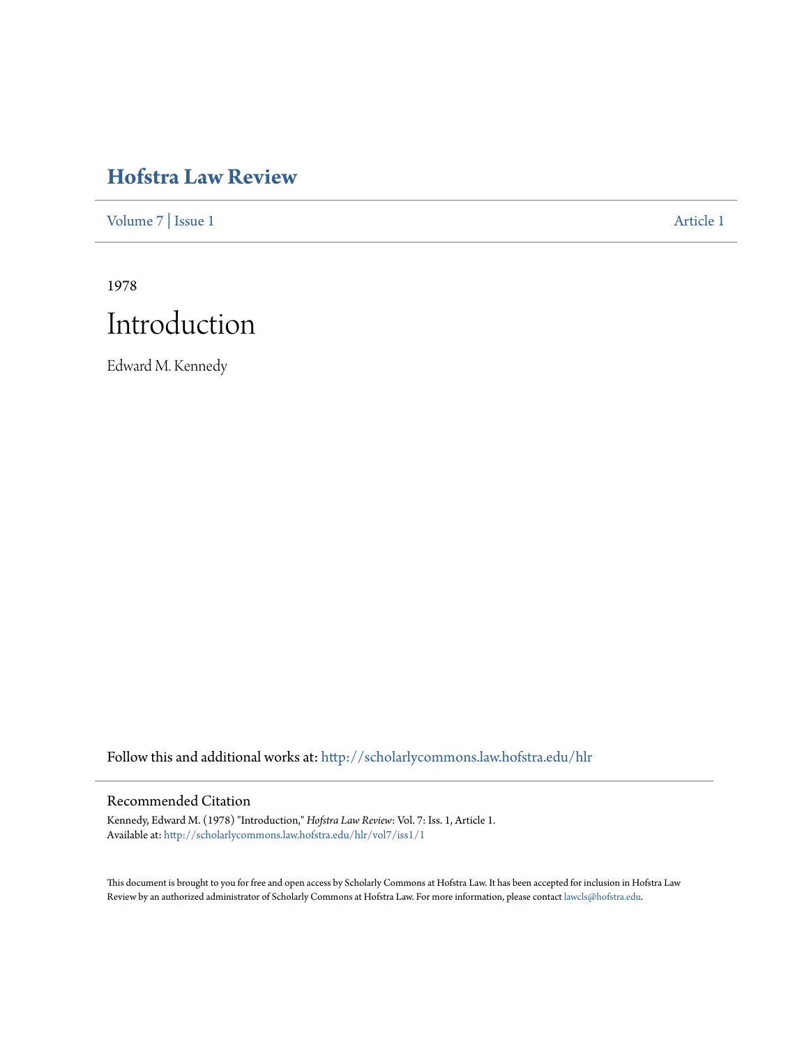# Hofstra Law Review

Volume 7 | Issue 1 Article 1

1978

# Introduction

Edward M. Kennedy

Follow this and additional works at: http://scholarlycommons.law.hofstra.edu/hlr

## Recommended Citation

Kennedy, Edward M. (1978) "Introduction," *Hofstra Law Review*: Vol. 7: Iss. 1, Article 1.
Available at: http://scholarlycommons.law.hofstra.edu/hlr/vol7/iss1/1

This document is brought to you for free and open access by Scholarly Commons at Hofstra Law. It has been accepted for inclusion in Hofstra Law Review by an authorized administrator of Scholarly Commons at Hofstra Law. For more information, please contact lawcls@hofstra.edu.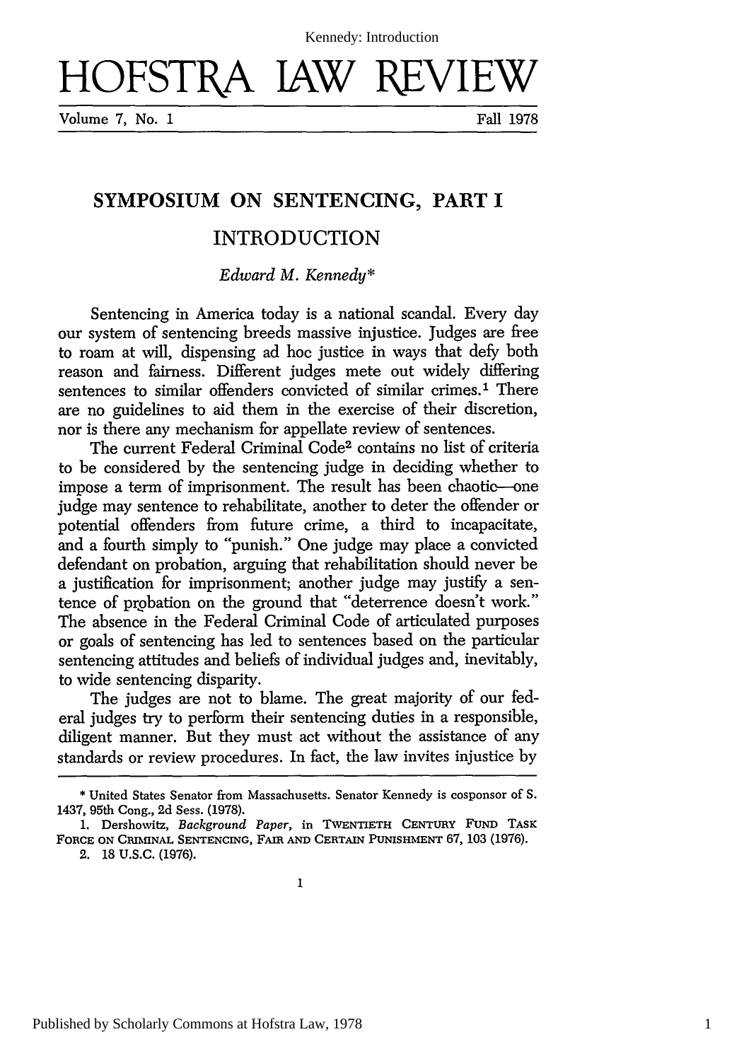# HOFSTRA LAW REVIEW

Volume 7, No. 1 — Fall 1978

## SYMPOSIUM ON SENTENCING, PART I

### INTRODUCTION

*Edward M. Kennedy**

Sentencing in America today is a national scandal. Every day our system of sentencing breeds massive injustice. Judges are free to roam at will, dispensing ad hoc justice in ways that defy both reason and fairness. Different judges mete out widely differing sentences to similar offenders convicted of similar crimes.[1] There are no guidelines to aid them in the exercise of their discretion, nor is there any mechanism for appellate review of sentences.

The current Federal Criminal Code[2] contains no list of criteria to be considered by the sentencing judge in deciding whether to impose a term of imprisonment. The result has been chaotic—one judge may sentence to rehabilitate, another to deter the offender or potential offenders from future crime, a third to incapacitate, and a fourth simply to "punish." One judge may place a convicted defendant on probation, arguing that rehabilitation should never be a justification for imprisonment; another judge may justify a sentence of probation on the ground that "deterrence doesn't work." The absence in the Federal Criminal Code of articulated purposes or goals of sentencing has led to sentences based on the particular sentencing attitudes and beliefs of individual judges and, inevitably, to wide sentencing disparity.

The judges are not to blame. The great majority of our federal judges try to perform their sentencing duties in a responsible, diligent manner. But they must act without the assistance of any standards or review procedures. In fact, the law invites injustice by

---

\* United States Senator from Massachusetts. Senator Kennedy is cosponsor of S. 1437, 95th Cong., 2d Sess. (1978).

1. Dershowitz, *Background Paper*, in TWENTIETH CENTURY FUND TASK FORCE ON CRIMINAL SENTENCING, FAIR AND CERTAIN PUNISHMENT 67, 103 (1976).

2. 18 U.S.C. (1976).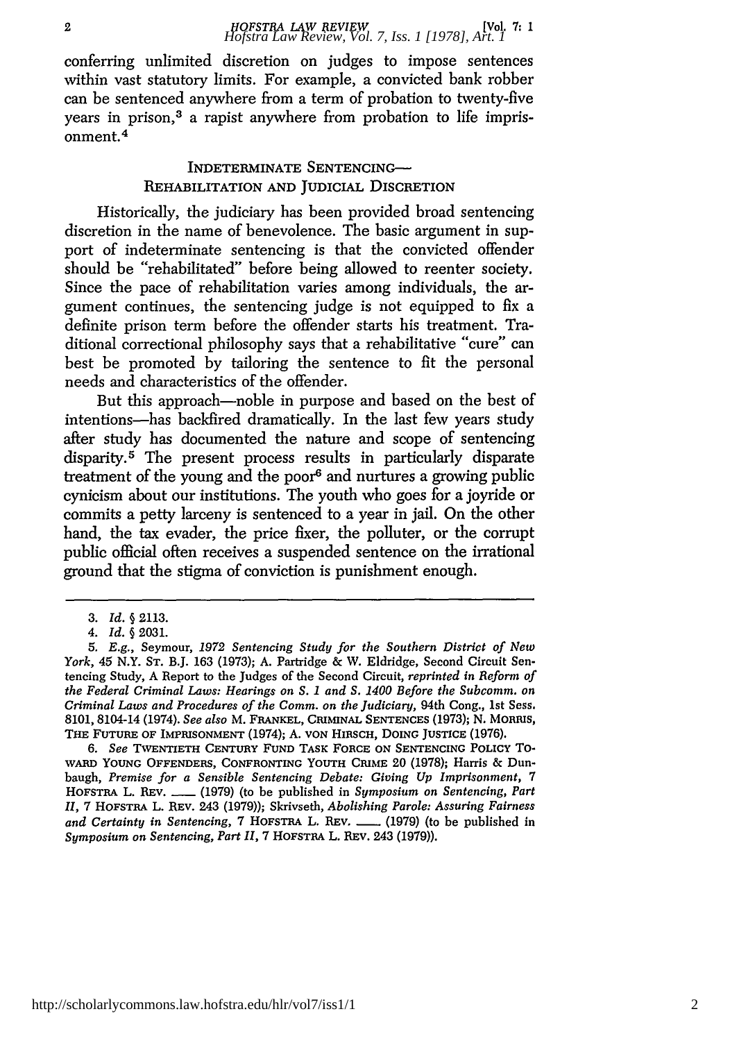conferring unlimited discretion on judges to impose sentences within vast statutory limits. For example, a convicted bank robber can be sentenced anywhere from a term of probation to twenty-five years in prison,[3] a rapist anywhere from probation to life imprisonment.[4]

## INDETERMINATE SENTENCING—REHABILITATION AND JUDICIAL DISCRETION

Historically, the judiciary has been provided broad sentencing discretion in the name of benevolence. The basic argument in support of indeterminate sentencing is that the convicted offender should be "rehabilitated" before being allowed to reenter society. Since the pace of rehabilitation varies among individuals, the argument continues, the sentencing judge is not equipped to fix a definite prison term before the offender starts his treatment. Traditional correctional philosophy says that a rehabilitative "cure" can best be promoted by tailoring the sentence to fit the personal needs and characteristics of the offender.

But this approach—noble in purpose and based on the best of intentions—has backfired dramatically. In the last few years study after study has documented the nature and scope of sentencing disparity.[5] The present process results in particularly disparate treatment of the young and the poor[6] and nurtures a growing public cynicism about our institutions. The youth who goes for a joyride or commits a petty larceny is sentenced to a year in jail. On the other hand, the tax evader, the price fixer, the polluter, or the corrupt public official often receives a suspended sentence on the irrational ground that the stigma of conviction is punishment enough.

---

3. *Id.* § 2113.

4. *Id.* § 2031.

5. *E.g.*, Seymour, *1972 Sentencing Study for the Southern District of New York*, 45 N.Y. ST. B.J. 163 (1973); A. Partridge & W. Eldridge, Second Circuit Sentencing Study, A Report to the Judges of the Second Circuit, *reprinted in Reform of the Federal Criminal Laws: Hearings on S. 1 and S. 1400 Before the Subcomm. on Criminal Laws and Procedures of the Comm. on the Judiciary*, 94th Cong., 1st Sess. 8101, 8104-14 (1974). *See also* M. FRANKEL, CRIMINAL SENTENCES (1973); N. MORRIS, THE FUTURE OF IMPRISONMENT (1974); A. VON HIRSCH, DOING JUSTICE (1976).

6. *See* TWENTIETH CENTURY FUND TASK FORCE ON SENTENCING POLICY TOWARD YOUNG OFFENDERS, CONFRONTING YOUTH CRIME 20 (1978); Harris & Dunbaugh, *Premise for a Sensible Sentencing Debate: Giving Up Imprisonment*, 7 HOFSTRA L. REV. ___ (1979) (to be published in *Symposium on Sentencing, Part II*, 7 HOFSTRA L. REV. 243 (1979)); Skrivseth, *Abolishing Parole: Assuring Fairness and Certainty in Sentencing*, 7 HOFSTRA L. REV. ___ (1979) (to be published in *Symposium on Sentencing, Part II*, 7 HOFSTRA L. REV. 243 (1979)).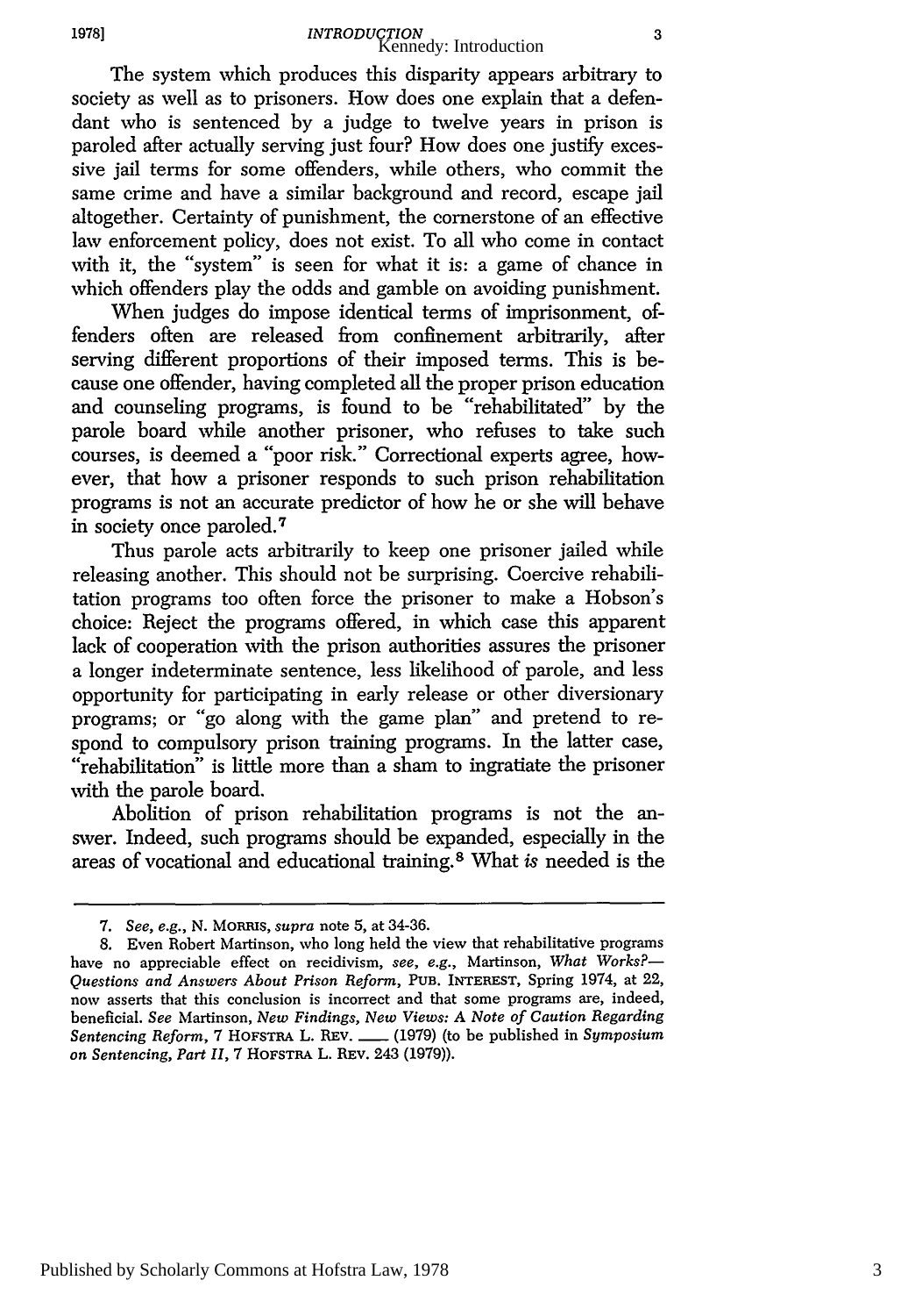The system which produces this disparity appears arbitrary to society as well as to prisoners. How does one explain that a defendant who is sentenced by a judge to twelve years in prison is paroled after actually serving just four? How does one justify excessive jail terms for some offenders, while others, who commit the same crime and have a similar background and record, escape jail altogether. Certainty of punishment, the cornerstone of an effective law enforcement policy, does not exist. To all who come in contact with it, the "system" is seen for what it is: a game of chance in which offenders play the odds and gamble on avoiding punishment.

When judges do impose identical terms of imprisonment, offenders often are released from confinement arbitrarily, after serving different proportions of their imposed terms. This is because one offender, having completed all the proper prison education and counseling programs, is found to be "rehabilitated" by the parole board while another prisoner, who refuses to take such courses, is deemed a "poor risk." Correctional experts agree, however, that how a prisoner responds to such prison rehabilitation programs is not an accurate predictor of how he or she will behave in society once paroled.[7]

Thus parole acts arbitrarily to keep one prisoner jailed while releasing another. This should not be surprising. Coercive rehabilitation programs too often force the prisoner to make a Hobson's choice: Reject the programs offered, in which case this apparent lack of cooperation with the prison authorities assures the prisoner a longer indeterminate sentence, less likelihood of parole, and less opportunity for participating in early release or other diversionary programs; or "go along with the game plan" and pretend to respond to compulsory prison training programs. In the latter case, "rehabilitation" is little more than a sham to ingratiate the prisoner with the parole board.

Abolition of prison rehabilitation programs is not the answer. Indeed, such programs should be expanded, especially in the areas of vocational and educational training.[8] What *is* needed is the

---

7. *See, e.g.*, N. MORRIS, *supra* note 5, at 34-36.

8. Even Robert Martinson, who long held the view that rehabilitative programs have no appreciable effect on recidivism, *see, e.g.*, Martinson, *What Works?—Questions and Answers About Prison Reform*, PUB. INTEREST, Spring 1974, at 22, now asserts that this conclusion is incorrect and that some programs are, indeed, beneficial. *See* Martinson, *New Findings, New Views: A Note of Caution Regarding Sentencing Reform*, 7 HOFSTRA L. REV. ___ (1979) (to be published in *Symposium on Sentencing, Part II*, 7 HOFSTRA L. REV. 243 (1979)).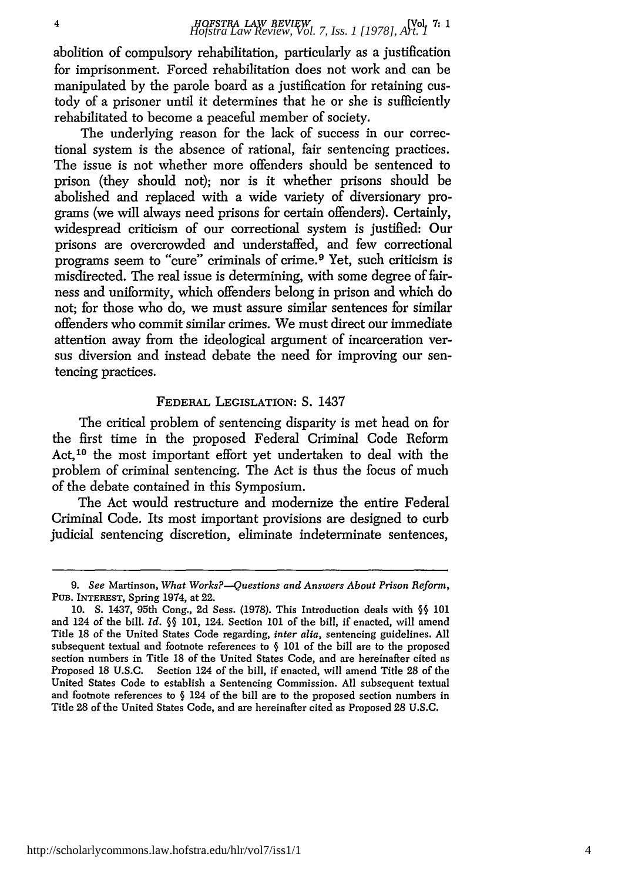abolition of compulsory rehabilitation, particularly as a justification for imprisonment. Forced rehabilitation does not work and can be manipulated by the parole board as a justification for retaining custody of a prisoner until it determines that he or she is sufficiently rehabilitated to become a peaceful member of society.

The underlying reason for the lack of success in our correctional system is the absence of rational, fair sentencing practices. The issue is not whether more offenders should be sentenced to prison (they should not); nor is it whether prisons should be abolished and replaced with a wide variety of diversionary programs (we will always need prisons for certain offenders). Certainly, widespread criticism of our correctional system is justified: Our prisons are overcrowded and understaffed, and few correctional programs seem to "cure" criminals of crime.[9] Yet, such criticism is misdirected. The real issue is determining, with some degree of fairness and uniformity, which offenders belong in prison and which do not; for those who do, we must assure similar sentences for similar offenders who commit similar crimes. We must direct our immediate attention away from the ideological argument of incarceration versus diversion and instead debate the need for improving our sentencing practices.

## FEDERAL LEGISLATION: S. 1437

The critical problem of sentencing disparity is met head on for the first time in the proposed Federal Criminal Code Reform Act,[10] the most important effort yet undertaken to deal with the problem of criminal sentencing. The Act is thus the focus of much of the debate contained in this Symposium.

The Act would restructure and modernize the entire Federal Criminal Code. Its most important provisions are designed to curb judicial sentencing discretion, eliminate indeterminate sentences,

---

9. *See* Martinson, *What Works?—Questions and Answers About Prison Reform*, PUB. INTEREST, Spring 1974, at 22.

10. S. 1437, 95th Cong., 2d Sess. (1978). This Introduction deals with §§ 101 and 124 of the bill. *Id.* §§ 101, 124. Section 101 of the bill, if enacted, will amend Title 18 of the United States Code regarding, *inter alia*, sentencing guidelines. All subsequent textual and footnote references to § 101 of the bill are to the proposed section numbers in Title 18 of the United States Code, and are hereinafter cited as Proposed 18 U.S.C. Section 124 of the bill, if enacted, will amend Title 28 of the United States Code to establish a Sentencing Commission. All subsequent textual and footnote references to § 124 of the bill are to the proposed section numbers in Title 28 of the United States Code, and are hereinafter cited as Proposed 28 U.S.C.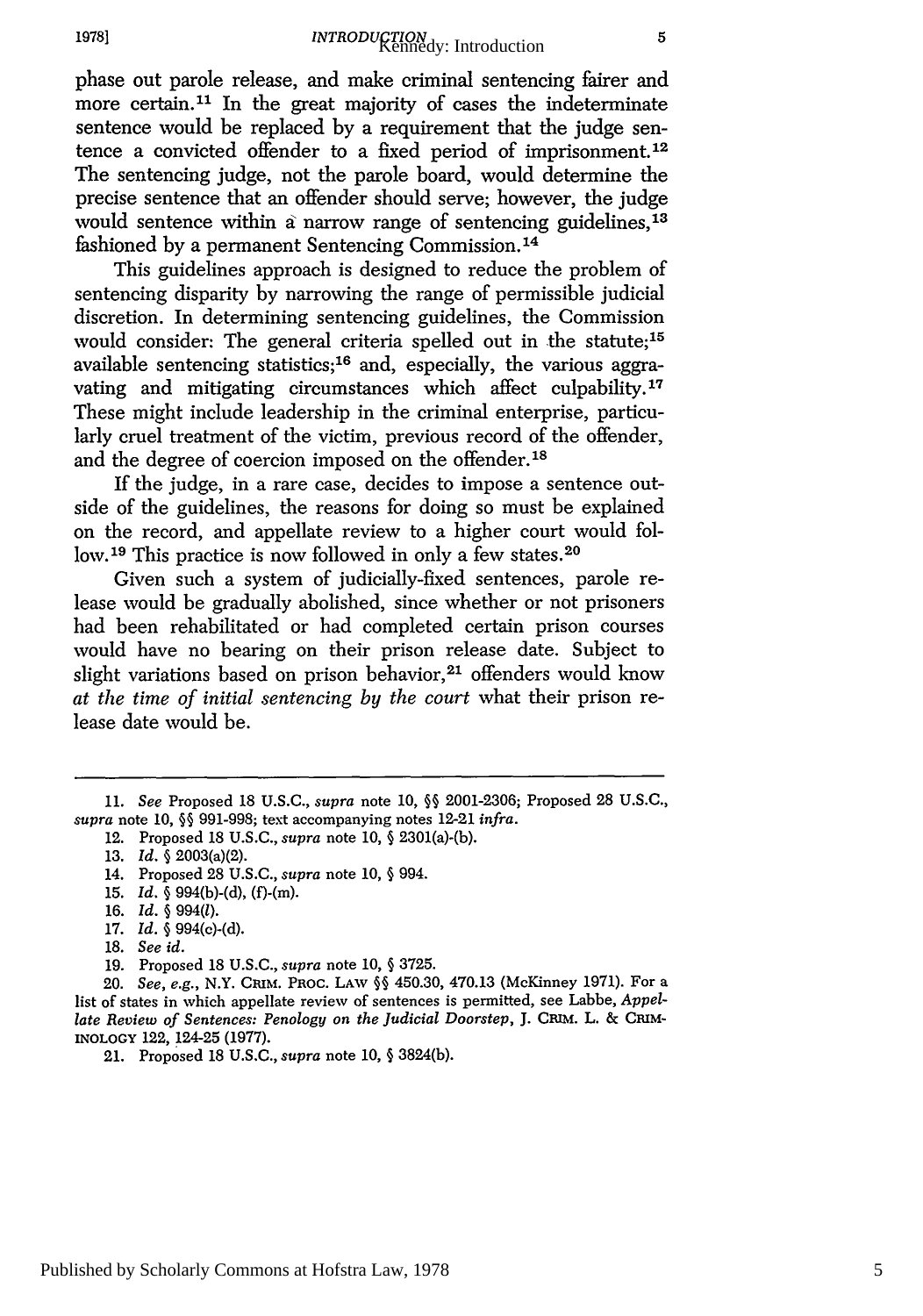phase out parole release, and make criminal sentencing fairer and more certain.[11] In the great majority of cases the indeterminate sentence would be replaced by a requirement that the judge sentence a convicted offender to a fixed period of imprisonment.[12] The sentencing judge, not the parole board, would determine the precise sentence that an offender should serve; however, the judge would sentence within a narrow range of sentencing guidelines,[13] fashioned by a permanent Sentencing Commission.[14]

This guidelines approach is designed to reduce the problem of sentencing disparity by narrowing the range of permissible judicial discretion. In determining sentencing guidelines, the Commission would consider: The general criteria spelled out in the statute;[15] available sentencing statistics;[16] and, especially, the various aggravating and mitigating circumstances which affect culpability.[17] These might include leadership in the criminal enterprise, particularly cruel treatment of the victim, previous record of the offender, and the degree of coercion imposed on the offender.[18]

If the judge, in a rare case, decides to impose a sentence outside of the guidelines, the reasons for doing so must be explained on the record, and appellate review to a higher court would follow.[19] This practice is now followed in only a few states.[20]

Given such a system of judicially-fixed sentences, parole release would be gradually abolished, since whether or not prisoners had been rehabilitated or had completed certain prison courses would have no bearing on their prison release date. Subject to slight variations based on prison behavior,[21] offenders would know *at the time of initial sentencing by the court* what their prison release date would be.

---

11. *See* Proposed 18 U.S.C., *supra* note 10, §§ 2001-2306; Proposed 28 U.S.C., *supra* note 10, §§ 991-998; text accompanying notes 12-21 *infra*.
12. Proposed 18 U.S.C., *supra* note 10, § 2301(a)-(b).
13. *Id.* § 2003(a)(2).
14. Proposed 28 U.S.C., *supra* note 10, § 994.
15. *Id.* § 994(b)-(d), (f)-(m).
16. *Id.* § 994(*l*).
17. *Id.* § 994(c)-(d).
18. *See id.*
19. Proposed 18 U.S.C., *supra* note 10, § 3725.
20. *See, e.g.*, N.Y. CRIM. PROC. LAW §§ 450.30, 470.13 (McKinney 1971). For a list of states in which appellate review of sentences is permitted, see Labbe, *Appellate Review of Sentences: Penology on the Judicial Doorstep*, J. CRIM. L. & CRIMINOLOGY 122, 124-25 (1977).
21. Proposed 18 U.S.C., *supra* note 10, § 3824(b).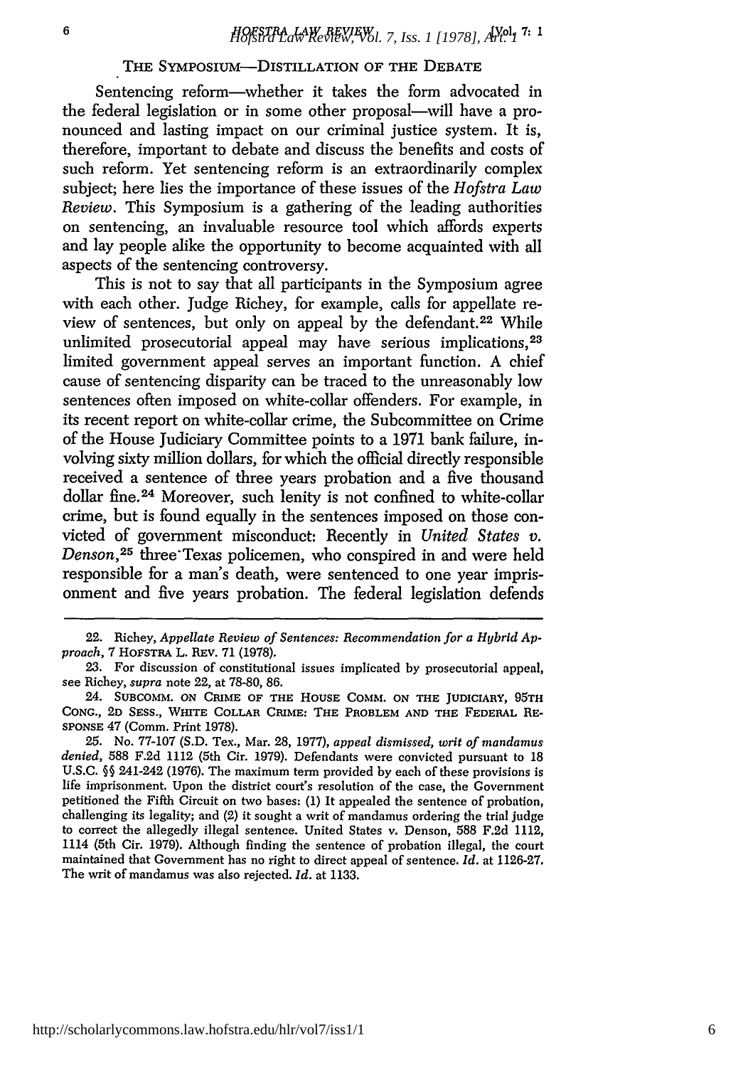### THE SYMPOSIUM—DISTILLATION OF THE DEBATE

Sentencing reform—whether it takes the form advocated in the federal legislation or in some other proposal—will have a pronounced and lasting impact on our criminal justice system. It is, therefore, important to debate and discuss the benefits and costs of such reform. Yet sentencing reform is an extraordinarily complex subject; here lies the importance of these issues of the *Hofstra Law Review*. This Symposium is a gathering of the leading authorities on sentencing, an invaluable resource tool which affords experts and lay people alike the opportunity to become acquainted with all aspects of the sentencing controversy.

This is not to say that all participants in the Symposium agree with each other. Judge Richey, for example, calls for appellate review of sentences, but only on appeal by the defendant.[22] While unlimited prosecutorial appeal may have serious implications,[23] limited government appeal serves an important function. A chief cause of sentencing disparity can be traced to the unreasonably low sentences often imposed on white-collar offenders. For example, in its recent report on white-collar crime, the Subcommittee on Crime of the House Judiciary Committee points to a 1971 bank failure, involving sixty million dollars, for which the official directly responsible received a sentence of three years probation and a five thousand dollar fine.[24] Moreover, such lenity is not confined to white-collar crime, but is found equally in the sentences imposed on those convicted of government misconduct: Recently in *United States v. Denson*,[25] three Texas policemen, who conspired in and were held responsible for a man's death, were sentenced to one year imprisonment and five years probation. The federal legislation defends

---

22. Richey, *Appellate Review of Sentences: Recommendation for a Hybrid Approach*, 7 HOFSTRA L. REV. 71 (1978).

23. For discussion of constitutional issues implicated by prosecutorial appeal, see Richey, *supra* note 22, at 78-80, 86.

24. SUBCOMM. ON CRIME OF THE HOUSE COMM. ON THE JUDICIARY, 95TH CONG., 2D SESS., WHITE COLLAR CRIME: THE PROBLEM AND THE FEDERAL RESPONSE 47 (Comm. Print 1978).

25. No. 77-107 (S.D. Tex., Mar. 28, 1977), *appeal dismissed, writ of mandamus denied*, 588 F.2d 1112 (5th Cir. 1979). Defendants were convicted pursuant to 18 U.S.C. §§ 241-242 (1976). The maximum term provided by each of these provisions is life imprisonment. Upon the district court's resolution of the case, the Government petitioned the Fifth Circuit on two bases: (1) It appealed the sentence of probation, challenging its legality; and (2) it sought a writ of mandamus ordering the trial judge to correct the allegedly illegal sentence. United States v. Denson, 588 F.2d 1112, 1114 (5th Cir. 1979). Although finding the sentence of probation illegal, the court maintained that Government has no right to direct appeal of sentence. *Id.* at 1126-27. The writ of mandamus was also rejected. *Id.* at 1133.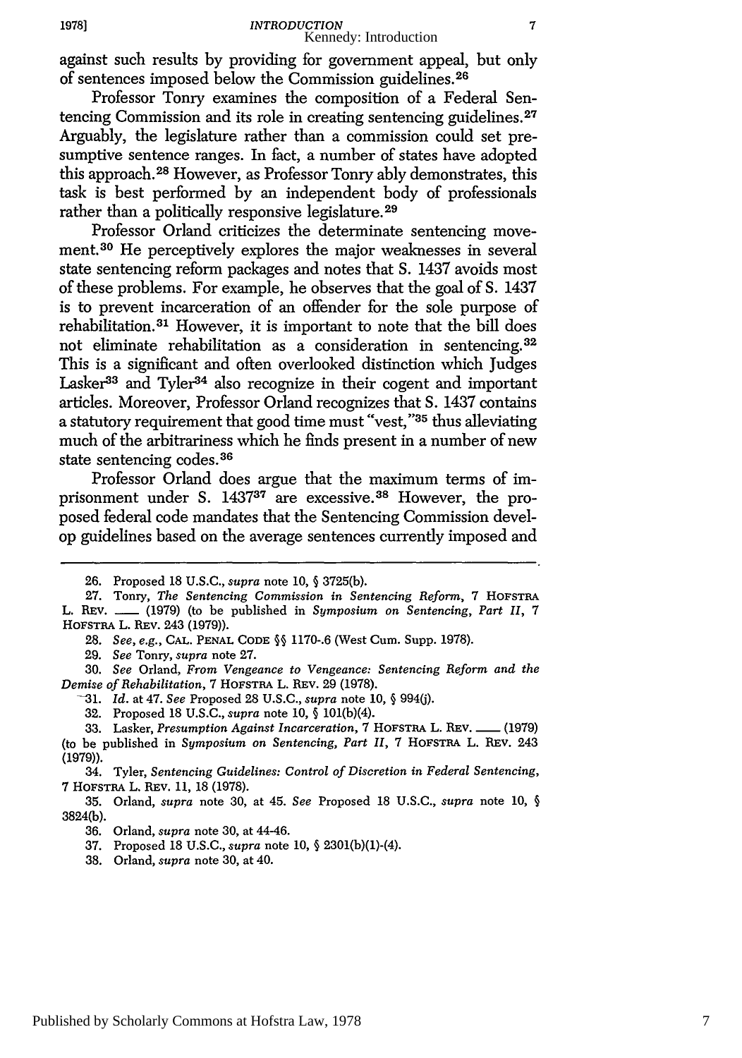against such results by providing for government appeal, but only of sentences imposed below the Commission guidelines.[26]

Professor Tonry examines the composition of a Federal Sentencing Commission and its role in creating sentencing guidelines.[27] Arguably, the legislature rather than a commission could set presumptive sentence ranges. In fact, a number of states have adopted this approach.[28] However, as Professor Tonry ably demonstrates, this task is best performed by an independent body of professionals rather than a politically responsive legislature.[29]

Professor Orland criticizes the determinate sentencing movement.[30] He perceptively explores the major weaknesses in several state sentencing reform packages and notes that S. 1437 avoids most of these problems. For example, he observes that the goal of S. 1437 is to prevent incarceration of an offender for the sole purpose of rehabilitation.[31] However, it is important to note that the bill does not eliminate rehabilitation as a consideration in sentencing.[32] This is a significant and often overlooked distinction which Judges Lasker[33] and Tyler[34] also recognize in their cogent and important articles. Moreover, Professor Orland recognizes that S. 1437 contains a statutory requirement that good time must "vest,"[35] thus alleviating much of the arbitrariness which he finds present in a number of new state sentencing codes.[36]

Professor Orland does argue that the maximum terms of imprisonment under S. 1437[37] are excessive.[38] However, the proposed federal code mandates that the Sentencing Commission develop guidelines based on the average sentences currently imposed and

---

26. Proposed 18 U.S.C., *supra* note 10, § 3725(b).

27. Tonry, *The Sentencing Commission in Sentencing Reform*, 7 HOFSTRA L. REV. ___ (1979) (to be published in *Symposium on Sentencing, Part II*, 7 HOFSTRA L. REV. 243 (1979)).

28. *See, e.g.*, CAL. PENAL CODE §§ 1170-.6 (West Cum. Supp. 1978).

29. *See* Tonry, *supra* note 27.

30. *See* Orland, *From Vengeance to Vengeance: Sentencing Reform and the Demise of Rehabilitation*, 7 HOFSTRA L. REV. 29 (1978).

31. *Id.* at 47. *See* Proposed 28 U.S.C., *supra* note 10, § 994(j).

32. Proposed 18 U.S.C., *supra* note 10, § 101(b)(4).

33. Lasker, *Presumption Against Incarceration*, 7 HOFSTRA L. REV. ___ (1979) (to be published in *Symposium on Sentencing, Part II*, 7 HOFSTRA L. REV. 243 (1979)).

34. Tyler, *Sentencing Guidelines: Control of Discretion in Federal Sentencing*, 7 HOFSTRA L. REV. 11, 18 (1978).

35. Orland, *supra* note 30, at 45. *See* Proposed 18 U.S.C., *supra* note 10, § 3824(b).

36. Orland, *supra* note 30, at 44-46.

37. Proposed 18 U.S.C., *supra* note 10, § 2301(b)(1)-(4).

38. Orland, *supra* note 30, at 40.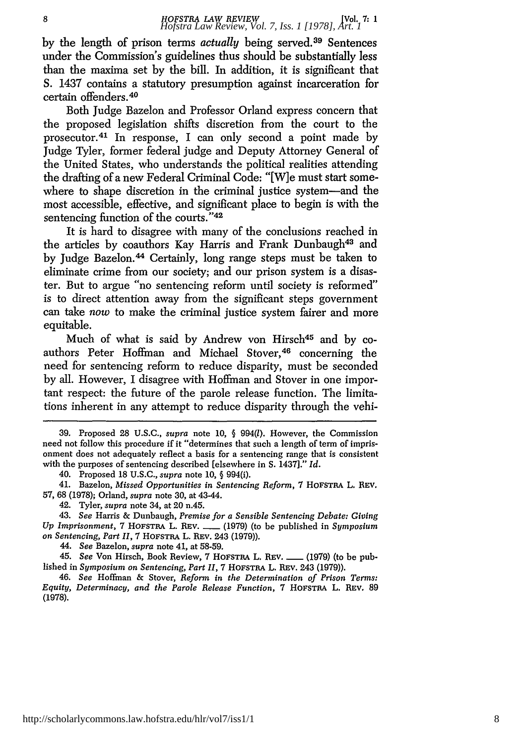by the length of prison terms *actually* being served.[39] Sentences under the Commission's guidelines thus should be substantially less than the maxima set by the bill. In addition, it is significant that S. 1437 contains a statutory presumption against incarceration for certain offenders.[40]

Both Judge Bazelon and Professor Orland express concern that the proposed legislation shifts discretion from the court to the prosecutor.[41] In response, I can only second a point made by Judge Tyler, former federal judge and Deputy Attorney General of the United States, who understands the political realities attending the drafting of a new Federal Criminal Code: "[W]e must start somewhere to shape discretion in the criminal justice system—and the most accessible, effective, and significant place to begin is with the sentencing function of the courts."[42]

It is hard to disagree with many of the conclusions reached in the articles by coauthors Kay Harris and Frank Dunbaugh[43] and by Judge Bazelon.[44] Certainly, long range steps must be taken to eliminate crime from our society; and our prison system is a disaster. But to argue "no sentencing reform until society is reformed" is to direct attention away from the significant steps government can take *now* to make the criminal justice system fairer and more equitable.

Much of what is said by Andrew von Hirsch[45] and by coauthors Peter Hoffman and Michael Stover,[46] concerning the need for sentencing reform to reduce disparity, must be seconded by all. However, I disagree with Hoffman and Stover in one important respect: the future of the parole release function. The limitations inherent in any attempt to reduce disparity through the vehi-

---

39. Proposed 28 U.S.C., *supra* note 10, § 994(*l*). However, the Commission need not follow this procedure if it "determines that such a length of term of imprisonment does not adequately reflect a basis for a sentencing range that is consistent with the purposes of sentencing described [elsewhere in S. 1437]." *Id.*

40. Proposed 18 U.S.C., *supra* note 10, § 994(i).

41. Bazelon, *Missed Opportunities in Sentencing Reform*, 7 HOFSTRA L. REV. 57, 68 (1978); Orland, *supra* note 30, at 43-44.

42. Tyler, *supra* note 34, at 20 n.45.

43. *See* Harris & Dunbaugh, *Premise for a Sensible Sentencing Debate: Giving Up Imprisonment*, 7 HOFSTRA L. REV. \_\_\_ (1979) (to be published in *Symposium on Sentencing, Part II*, 7 HOFSTRA L. REV. 243 (1979)).

44. *See* Bazelon, *supra* note 41, at 58-59.

45. *See* Von Hirsch, Book Review, 7 HOFSTRA L. REV. \_\_\_ (1979) (to be published in *Symposium on Sentencing, Part II*, 7 HOFSTRA L. REV. 243 (1979)).

46. *See* Hoffman & Stover, *Reform in the Determination of Prison Terms: Equity, Determinacy, and the Parole Release Function*, 7 HOFSTRA L. REV. 89 (1978).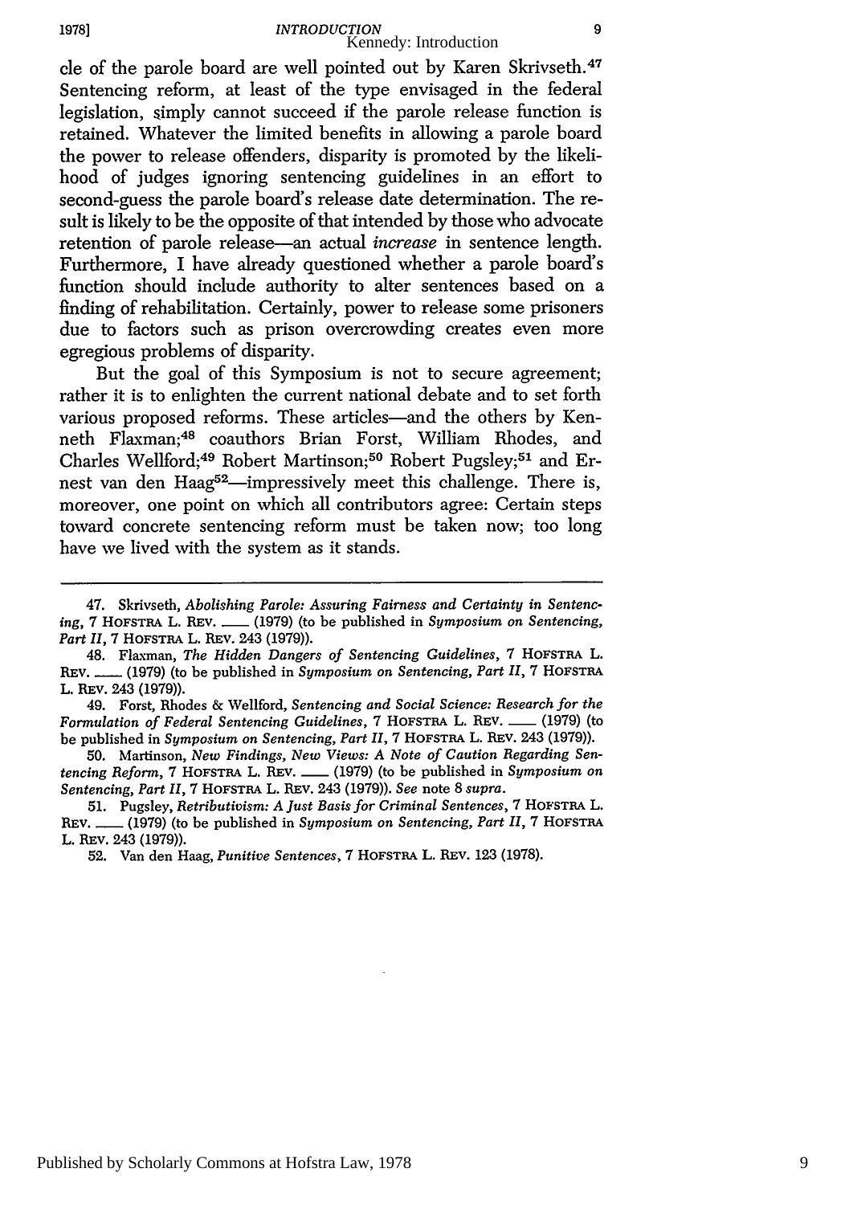cle of the parole board are well pointed out by Karen Skrivseth.[47] Sentencing reform, at least of the type envisaged in the federal legislation, simply cannot succeed if the parole release function is retained. Whatever the limited benefits in allowing a parole board the power to release offenders, disparity is promoted by the likelihood of judges ignoring sentencing guidelines in an effort to second-guess the parole board's release date determination. The result is likely to be the opposite of that intended by those who advocate retention of parole release—an actual *increase* in sentence length. Furthermore, I have already questioned whether a parole board's function should include authority to alter sentences based on a finding of rehabilitation. Certainly, power to release some prisoners due to factors such as prison overcrowding creates even more egregious problems of disparity.

But the goal of this Symposium is not to secure agreement; rather it is to enlighten the current national debate and to set forth various proposed reforms. These articles—and the others by Kenneth Flaxman;[48] coauthors Brian Forst, William Rhodes, and Charles Wellford;[49] Robert Martinson;[50] Robert Pugsley;[51] and Ernest van den Haag[52]—impressively meet this challenge. There is, moreover, one point on which all contributors agree: Certain steps toward concrete sentencing reform must be taken now; too long have we lived with the system as it stands.

---

47. Skrivseth, *Abolishing Parole: Assuring Fairness and Certainty in Sentencing*, 7 HOFSTRA L. REV. ___ (1979) (to be published in *Symposium on Sentencing, Part II*, 7 HOFSTRA L. REV. 243 (1979)).

48. Flaxman, *The Hidden Dangers of Sentencing Guidelines*, 7 HOFSTRA L. REV. ___ (1979) (to be published in *Symposium on Sentencing, Part II*, 7 HOFSTRA L. REV. 243 (1979)).

49. Forst, Rhodes & Wellford, *Sentencing and Social Science: Research for the Formulation of Federal Sentencing Guidelines*, 7 HOFSTRA L. REV. ___ (1979) (to be published in *Symposium on Sentencing, Part II*, 7 HOFSTRA L. REV. 243 (1979)).

50. Martinson, *New Findings, New Views: A Note of Caution Regarding Sentencing Reform*, 7 HOFSTRA L. REV. ___ (1979) (to be published in *Symposium on Sentencing, Part II*, 7 HOFSTRA L. REV. 243 (1979)). *See* note 8 *supra*.

51. Pugsley, *Retributivism: A Just Basis for Criminal Sentences*, 7 HOFSTRA L. REV. ___ (1979) (to be published in *Symposium on Sentencing, Part II*, 7 HOFSTRA L. REV. 243 (1979)).

52. Van den Haag, *Punitive Sentences*, 7 HOFSTRA L. REV. 123 (1978).